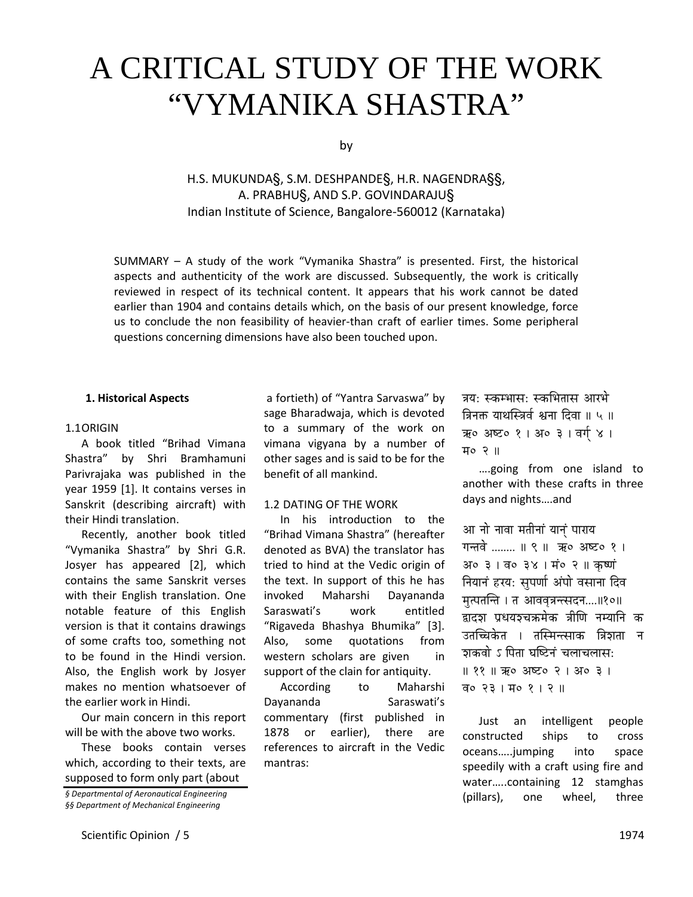# A CRITICAL STUDY OF THE WORK "VYMANIKA SHASTRA"

by

H.S. MUKUNDA§, S.M. DESHPANDE§, H.R. NAGENDRA§§, A. PRABHU§, AND S.P. GOVINDARAJU§

Indian Institute of Science, Bangalore-560012 (Karnataka)

SUMMARY – A study of the work "Vymanika Shastra" is presented. First, the historical aspects and authenticity of the work are discussed. Subsequently, the work is critically reviewed in respect of its technical content. It appears that his work cannot be dated earlier than 1904 and contains details which, on the basis of our present knowledge, force us to conclude the non feasibility of heavier-than craft of earlier times. Some peripheral questions concerning dimensions have also been touched upon.

## 1. Historical Aspects

### 1.1 ORIGIN

A book titled "Brihad Vimana Shastra" by Shri Bramhamuni Parivrajaka was published in the year 1959 [1]. It contains verses in Sanskrit (describing aircraft) with their Hindi translation.

Recently, another book titled "Vymanika Shastra" by Shri G.R. Josyer has appeared [2], which contains the same Sanskrit verses with their English translation. One notable feature of this English version is that it contains drawings of some crafts too, something not to be found in the Hindi version. Also, the English work by Josyer makes no mention whatsoever of the earlier work in Hindi.

Our main concern in this report will be with the above two works.

These books contain verses which, according to their texts, are supposed to form only part (about a fortieth) of "Yantra Sarvaswa" by sage Bharadwaja, which is devoted to a summary of the work on vimana vigyana by a number of other sages and is said to be for the benefit of all mankind.

### 1.2 DATING OF THE WORK

In his introduction to the "Brihad Vimana Shastra" (hereafter denoted as BVA) the translator has tried to hind at the Vedic origin of the text. In support of this he has invoked Maharshi Dayananda Saraswati's work entitled "Rigaveda Bhashya Bhumika" [3]. Also, some quotations from western scholars are given in support of the clain for antiquity.

According to Maharshi Dayananda Saraswati's commentary (first published in 1878 or earlier), there are references to aircraft in the Vedic mantras:

त्रय: स्कम्भास: स्कभितास आरभे त्रिनक्त याथस्त्रिर्व श्वना दिवा ॥ ५ ॥ ऋ० अष्ट० १ । अ० ३ । वर्ग् ४ । म० २ ॥

….going from one island to another with these crafts in three days and nights….and

आ नो नावा मतीनां यान् पाराय गन्तवे …….. ॥ ९ ॥ ऋ० अष्ट० १ । अ० ३ । व० ३४ । मं० २ ॥ कृष्णं नियानं हरय: सुपर्णा अंपो वसाना दिव मुत्पतन्ति । त आववृत्रन्त्सदन….॥१०॥ द्वादश प्रधयश्चक्रमेक त्रीणि नम्यानि क उतच्चिकेत । तस्मिन्त्साक त्रिशता न शकवो ऽ पिता घष्टिनं चलाचलास: ॥ ११ ॥ ऋ० अष्ट० २ । अ० ३ । व० २३ । म० १ । २ ॥

Just an intelligent people constructed ships to cross oceans…..jumping into space speedily with a craft using fire and water…..containing 12 stamghas (pillars), one wheel, three

*§ Departmental of Aeronautical Engineering*
*§§ Department of Mechanical Engineering*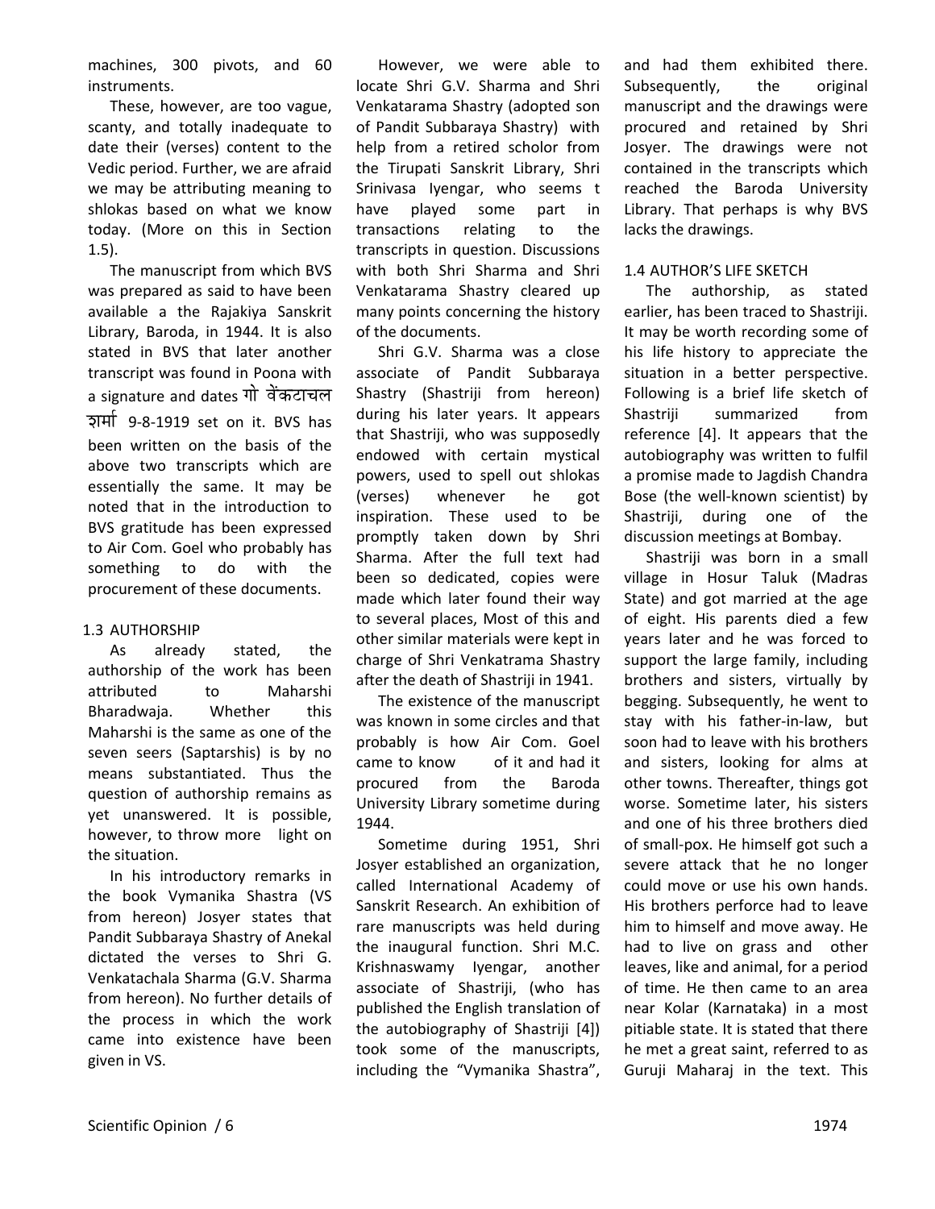machines, 300 pivots, and 60 instruments.

These, however, are too vague, scanty, and totally inadequate to date their (verses) content to the Vedic period. Further, we are afraid we may be attributing meaning to shlokas based on what we know today. (More on this in Section 1.5).

The manuscript from which BVS was prepared as said to have been available a the Rajakiya Sanskrit Library, Baroda, in 1944. It is also stated in BVS that later another transcript was found in Poona with a signature and dates गो वेंकटाचल शर्मा 9-8-1919 set on it. BVS has been written on the basis of the above two transcripts which are essentially the same. It may be noted that in the introduction to BVS gratitude has been expressed to Air Com. Goel who probably has something to do with the procurement of these documents.

## 1.3 AUTHORSHIP

As already stated, the authorship of the work has been attributed to Maharshi Bharadwaja. Whether this Maharshi is the same as one of the seven seers (Saptarshis) is by no means substantiated. Thus the question of authorship remains as yet unanswered. It is possible, however, to throw more light on the situation.

In his introductory remarks in the book Vymanika Shastra (VS from hereon) Josyer states that Pandit Subbaraya Shastry of Anekal dictated the verses to Shri G. Venkatachala Sharma (G.V. Sharma from hereon). No further details of the process in which the work came into existence have been given in VS.

However, we were able to locate Shri G.V. Sharma and Shri Venkatarama Shastry (adopted son of Pandit Subbaraya Shastry) with help from a retired scholor from the Tirupati Sanskrit Library, Shri Srinivasa Iyengar, who seems t have played some part in transactions relating to the transcripts in question. Discussions with both Shri Sharma and Shri Venkatarama Shastry cleared up many points concerning the history of the documents.

Shri G.V. Sharma was a close associate of Pandit Subbaraya Shastry (Shastriji from hereon) during his later years. It appears that Shastriji, who was supposedly endowed with certain mystical powers, used to spell out shlokas (verses) whenever he got inspiration. These used to be promptly taken down by Shri Sharma. After the full text had been so dedicated, copies were made which later found their way to several places, Most of this and other similar materials were kept in charge of Shri Venkatrama Shastry after the death of Shastriji in 1941.

The existence of the manuscript was known in some circles and that probably is how Air Com. Goel came to know of it and had it procured from the Baroda University Library sometime during 1944.

Sometime during 1951, Shri Josyer established an organization, called International Academy of Sanskrit Research. An exhibition of rare manuscripts was held during the inaugural function. Shri M.C. Krishnaswamy Iyengar, another associate of Shastriji, (who has published the English translation of the autobiography of Shastriji [4]) took some of the manuscripts, including the "Vymanika Shastra", and had them exhibited there. Subsequently, the original manuscript and the drawings were procured and retained by Shri Josyer. The drawings were not contained in the transcripts which reached the Baroda University Library. That perhaps is why BVS lacks the drawings.

## 1.4 AUTHOR'S LIFE SKETCH

The authorship, as stated earlier, has been traced to Shastriji. It may be worth recording some of his life history to appreciate the situation in a better perspective. Following is a brief life sketch of Shastriji summarized from reference [4]. It appears that the autobiography was written to fulfil a promise made to Jagdish Chandra Bose (the well-known scientist) by Shastriji, during one of the discussion meetings at Bombay.

Shastriji was born in a small village in Hosur Taluk (Madras State) and got married at the age of eight. His parents died a few years later and he was forced to support the large family, including brothers and sisters, virtually by begging. Subsequently, he went to stay with his father-in-law, but soon had to leave with his brothers and sisters, looking for alms at other towns. Thereafter, things got worse. Sometime later, his sisters and one of his three brothers died of small-pox. He himself got such a severe attack that he no longer could move or use his own hands. His brothers perforce had to leave him to himself and move away. He had to live on grass and other leaves, like and animal, for a period of time. He then came to an area near Kolar (Karnataka) in a most pitiable state. It is stated that there he met a great saint, referred to as Guruji Maharaj in the text. This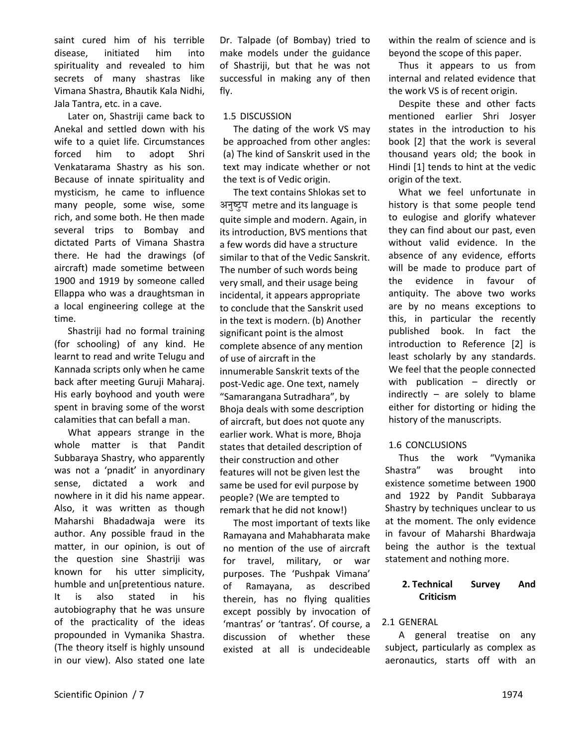saint cured him of his terrible disease, initiated him into spirituality and revealed to him secrets of many shastras like Vimana Shastra, Bhautik Kala Nidhi, Jala Tantra, etc. in a cave.

Later on, Shastriji came back to Anekal and settled down with his wife to a quiet life. Circumstances forced him to adopt Shri Venkatarama Shastry as his son. Because of innate spirituality and mysticism, he came to influence many people, some wise, some rich, and some both. He then made several trips to Bombay and dictated Parts of Vimana Shastra there. He had the drawings (of aircraft) made sometime between 1900 and 1919 by someone called Ellappa who was a draughtsman in a local engineering college at the time.

Shastriji had no formal training (for schooling) of any kind. He learnt to read and write Telugu and Kannada scripts only when he came back after meeting Guruji Maharaj. His early boyhood and youth were spent in braving some of the worst calamities that can befall a man.

What appears strange in the whole matter is that Pandit Subbaraya Shastry, who apparently was not a 'pnadit' in anyordinary sense, dictated a work and nowhere in it did his name appear. Also, it was written as though Maharshi Bhadadwaja were its author. Any possible fraud in the matter, in our opinion, is out of the question sine Shastriji was known for his utter simplicity, humble and un[pretentious nature. It is also stated in his autobiography that he was unsure of the practicality of the ideas propounded in Vymanika Shastra. (The theory itself is highly unsound in our view). Also stated one late Dr. Talpade (of Bombay) tried to make models under the guidance of Shastriji, but that he was not successful in making any of then fly.

### 1.5 DISCUSSION

The dating of the work VS may be approached from other angles: (a) The kind of Sanskrit used in the text may indicate whether or not the text is of Vedic origin.

The text contains Shlokas set to अनुष्टुप metre and its language is quite simple and modern. Again, in its introduction, BVS mentions that a few words did have a structure similar to that of the Vedic Sanskrit. The number of such words being very small, and their usage being incidental, it appears appropriate to conclude that the Sanskrit used in the text is modern. (b) Another significant point is the almost complete absence of any mention of use of aircraft in the innumerable Sanskrit texts of the post-Vedic age. One text, namely "Samarangana Sutradhara", by Bhoja deals with some description of aircraft, but does not quote any earlier work. What is more, Bhoja states that detailed description of their construction and other features will not be given lest the same be used for evil purpose by people? (We are tempted to remark that he did not know!)

The most important of texts like Ramayana and Mahabharata make no mention of the use of aircraft for travel, military, or war purposes. The 'Pushpak Vimana' of Ramayana, as described therein, has no flying qualities except possibly by invocation of 'mantras' or 'tantras'. Of course, a discussion of whether these existed at all is undecideable within the realm of science and is beyond the scope of this paper.

Thus it appears to us from internal and related evidence that the work VS is of recent origin.

Despite these and other facts mentioned earlier Shri Josyer states in the introduction to his book [2] that the work is several thousand years old; the book in Hindi [1] tends to hint at the vedic origin of the text.

What we feel unfortunate in history is that some people tend to eulogise and glorify whatever they can find about our past, even without valid evidence. In the absence of any evidence, efforts will be made to produce part of the evidence in favour of antiquity. The above two works are by no means exceptions to this, in particular the recently published book. In fact the introduction to Reference [2] is least scholarly by any standards. We feel that the people connected with publication – directly or indirectly – are solely to blame either for distorting or hiding the history of the manuscripts.

### 1.6 CONCLUSIONS

Thus the work "Vymanika Shastra" was brought into existence sometime between 1900 and 1922 by Pandit Subbaraya Shastry by techniques unclear to us at the moment. The only evidence in favour of Maharshi Bhardwaja being the author is the textual statement and nothing more.

## 2. Technical Survey And Criticism

### 2.1 GENERAL

A general treatise on any subject, particularly as complex as aeronautics, starts off with an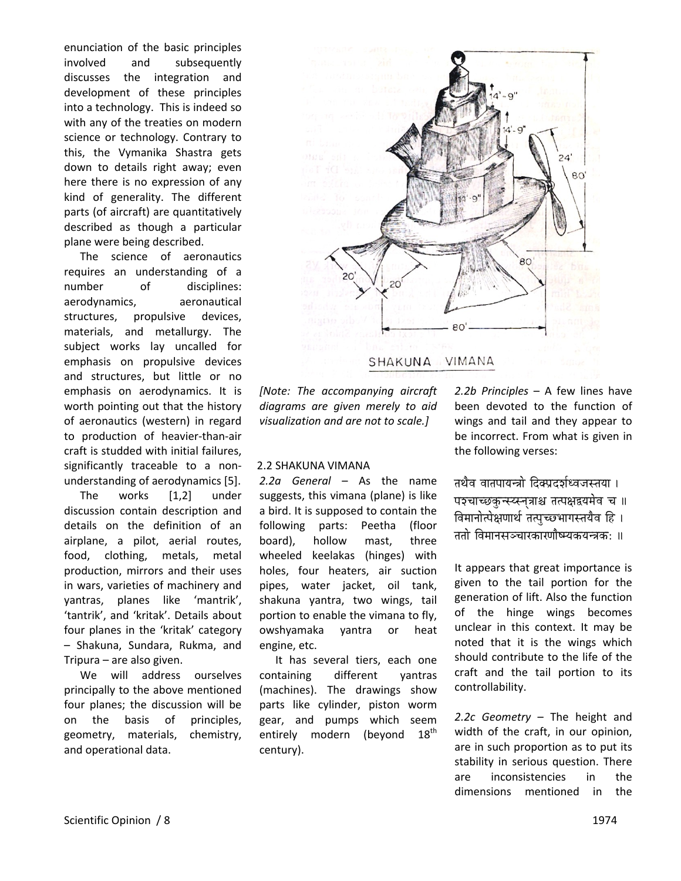enunciation of the basic principles involved and subsequently discusses the integration and development of these principles into a technology. This is indeed so with any of the treaties on modern science or technology. Contrary to this, the Vymanika Shastra gets down to details right away; even here there is no expression of any kind of generality. The different parts (of aircraft) are quantitatively described as though a particular plane were being described.

The science of aeronautics requires an understanding of a number of disciplines: aerodynamics, aeronautical structures, propulsive devices, materials, and metallurgy. The subject works lay uncalled for emphasis on propulsive devices and structures, but little or no emphasis on aerodynamics. It is worth pointing out that the history of aeronautics (western) in regard to production of heavier-than-air craft is studded with initial failures, significantly traceable to a non-understanding of aerodynamics [5].

The works [1,2] under discussion contain description and details on the definition of an airplane, a pilot, aerial routes, food, clothing, metals, metal production, mirrors and their uses in wars, varieties of machinery and yantras, planes like 'mantrik', 'tantrik', and 'kritak'. Details about four planes in the 'kritak' category – Shakuna, Sundara, Rukma, and Tripura – are also given.

We will address ourselves principally to the above mentioned four planes; the discussion will be on the basis of principles, geometry, materials, chemistry, and operational data.

SHAKUNA VIMANA

*[Note: The accompanying aircraft diagrams are given merely to aid visualization and are not to scale.]*

## 2.2 SHAKUNA VIMANA

*2.2a General* – As the name suggests, this vimana (plane) is like a bird. It is supposed to contain the following parts: Peetha (floor board), hollow mast, three wheeled keelakas (hinges) with holes, four heaters, air suction pipes, water jacket, oil tank, shakuna yantra, two wings, tail portion to enable the vimana to fly, owshyamaka yantra or heat engine, etc.

It has several tiers, each one containing different yantras (machines). The drawings show parts like cylinder, piston worm gear, and pumps which seem entirely modern (beyond 18th century).

*2.2b Principles* – A few lines have been devoted to the function of wings and tail and they appear to be incorrect. From what is given in the following verses:

तथैव वातपायन्त्रो दिक्प्रदर्शध्वजस्तया ।
पश्चाच्छकुन्स्य्स्न्त्राश्च तत्पक्षद्वयमेव च ॥
विमानोत्पेक्षणार्थ तत्पुच्छभागस्तयैव हि ।
ततो विमानसञ्चारकारणौष्म्यकयन्त्रकः ॥

It appears that great importance is given to the tail portion for the generation of lift. Also the function of the hinge wings becomes unclear in this context. It may be noted that it is the wings which should contribute to the life of the craft and the tail portion to its controllability.

*2.2c Geometry* – The height and width of the craft, in our opinion, are in such proportion as to put its stability in serious question. There are inconsistencies in the dimensions mentioned in the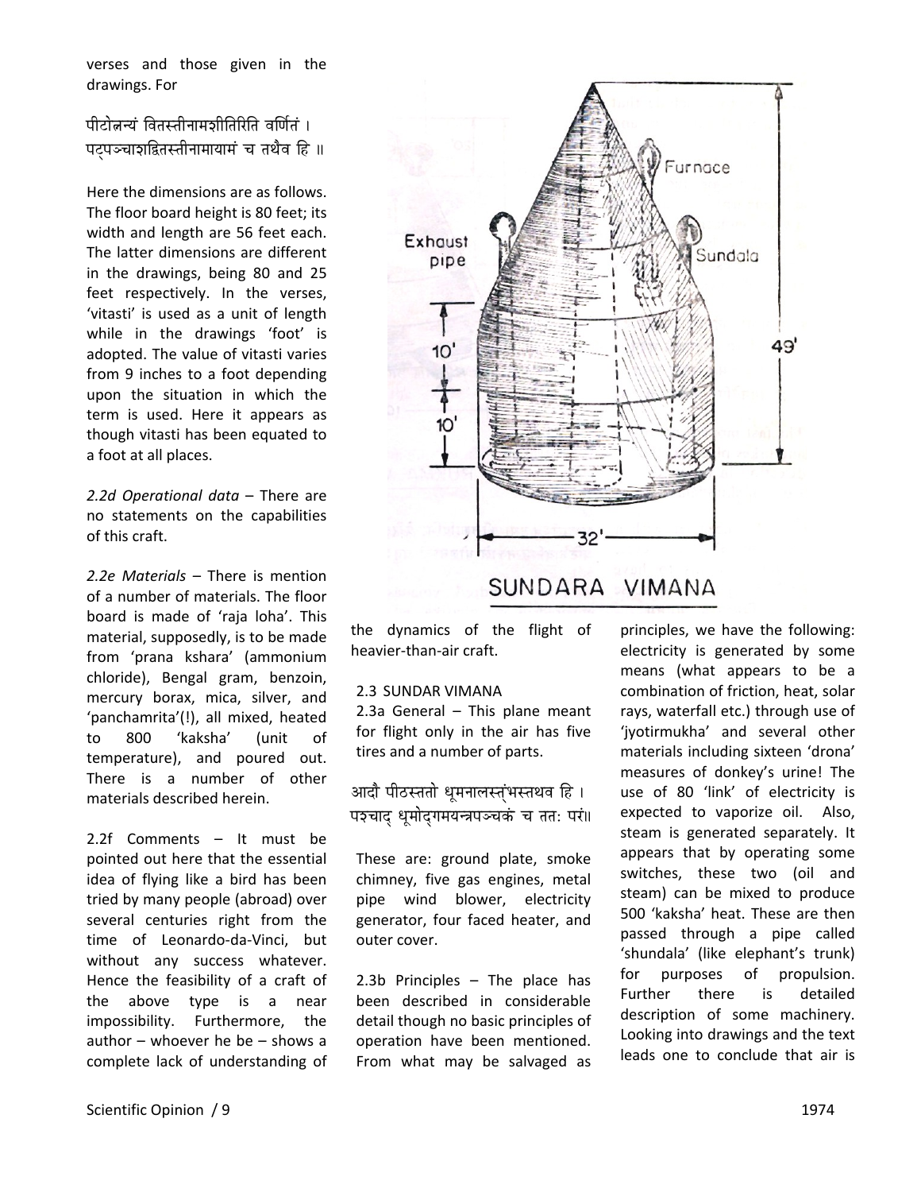verses and those given in the drawings. For

पीटोन्नत्यं वितस्तीनामशीतिरिति वर्णितं ।
पट्पञ्चाशद्वितस्तीनामायामं च तथैव हि ॥

Here the dimensions are as follows. The floor board height is 80 feet; its width and length are 56 feet each. The latter dimensions are different in the drawings, being 80 and 25 feet respectively. In the verses, 'vitasti' is used as a unit of length while in the drawings 'foot' is adopted. The value of vitasti varies from 9 inches to a foot depending upon the situation in which the term is used. Here it appears as though vitasti has been equated to a foot at all places.

*2.2d Operational data* – There are no statements on the capabilities of this craft.

*2.2e Materials* – There is mention of a number of materials. The floor board is made of 'raja loha'. This material, supposedly, is to be made from 'prana kshara' (ammonium chloride), Bengal gram, benzoin, mercury borax, mica, silver, and 'panchamrita'(!), all mixed, heated to 800 'kaksha' (unit of temperature), and poured out. There is a number of other materials described herein.

2.2f Comments – It must be pointed out here that the essential idea of flying like a bird has been tried by many people (abroad) over several centuries right from the time of Leonardo-da-Vinci, but without any success whatever. Hence the feasibility of a craft of the above type is a near impossibility. Furthermore, the author – whoever he be – shows a complete lack of understanding of the dynamics of the flight of heavier-than-air craft.

SUNDARA VIMANA

2.3 SUNDAR VIMANA

2.3a General – This plane meant for flight only in the air has five tires and a number of parts.

आदौ पीठस्ततो धूमनालस्तंभस्तथव हि ।
पश्चाद् धूमोद्गमयन्त्रपञ्चकं च ततः परं॥

These are: ground plate, smoke chimney, five gas engines, metal pipe wind blower, electricity generator, four faced heater, and outer cover.

2.3b Principles – The place has been described in considerable detail though no basic principles of operation have been mentioned. From what may be salvaged as principles, we have the following: electricity is generated by some means (what appears to be a combination of friction, heat, solar rays, waterfall etc.) through use of 'jyotirmukha' and several other materials including sixteen 'drona' measures of donkey's urine! The use of 80 'link' of electricity is expected to vaporize oil. Also, steam is generated separately. It appears that by operating some switches, these two (oil and steam) can be mixed to produce 500 'kaksha' heat. These are then passed through a pipe called 'shundala' (like elephant's trunk) for purposes of propulsion. Further there is detailed description of some machinery. Looking into drawings and the text leads one to conclude that air is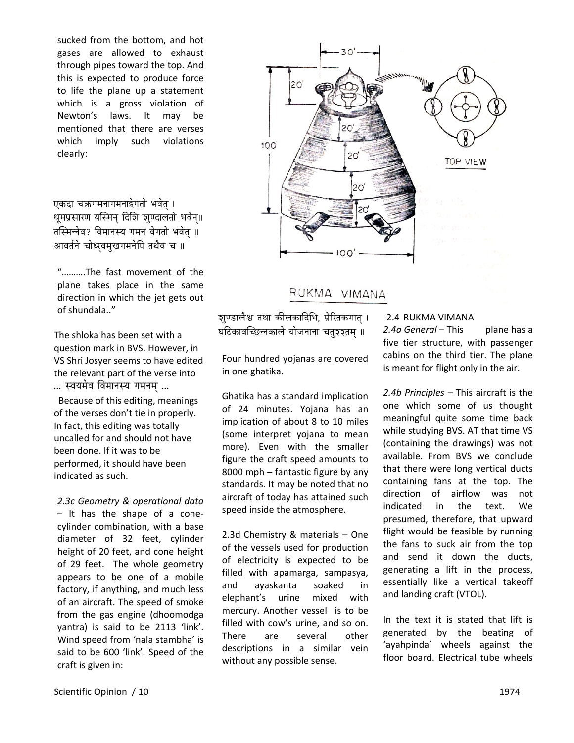sucked from the bottom, and hot gases are allowed to exhaust through pipes toward the top. And this is expected to produce force to life the plane up a statement which is a gross violation of Newton's laws. It may be mentioned that there are verses which imply such violations clearly:

एकदा चक्रगमनागमनाद्वेगतो भवेत् ।
धूमप्रसारण यस्मिन् दिशि शुण्डालतो भवेन्॥
तस्मिन्नेव? विमानस्य गमन वेगतो भवेत् ॥
आवर्तने चोर्ध्वमुखगमनेपि तथैव च ॥

"……….The fast movement of the plane takes place in the same direction in which the jet gets out of shundala.."

The shloka has been set with a question mark in BVS. However, in VS Shri Josyer seems to have edited the relevant part of the verse into ... स्वयमेव विमानस्य गमनम् ...

Because of this editing, meanings of the verses don't tie in properly. In fact, this editing was totally uncalled for and should not have been done. If it was to be performed, it should have been indicated as such.

*2.3c Geometry & operational data* – It has the shape of a cone-cylinder combination, with a base diameter of 32 feet, cylinder height of 20 feet, and cone height of 29 feet. The whole geometry appears to be one of a mobile factory, if anything, and much less of an aircraft. The speed of smoke from the gas engine (dhoomodga yantra) is said to be 2113 'link'. Wind speed from 'nala stambha' is said to be 600 'link'. Speed of the craft is given in:

शुण्डालैश्च तथा कीलकादिभि, प्रेरितकमात् ।
घटिकावच्छिन्नकाले योजनाना चतुश्शतम् ॥

Four hundred yojanas are covered in one ghatika.

Ghatika has a standard implication of 24 minutes. Yojana has an implication of about 8 to 10 miles (some interpret yojana to mean more). Even with the smaller figure the craft speed amounts to 8000 mph – fantastic figure by any standards. It may be noted that no aircraft of today has attained such speed inside the atmosphere.

2.3d Chemistry & materials – One of the vessels used for production of electricity is expected to be filled with apamarga, sampasya, and ayaskanta soaked in elephant's urine mixed with mercury. Another vessel is to be filled with cow's urine, and so on. There are several other descriptions in a similar vein without any possible sense.

RUKMA VIMANA

## 2.4 RUKMA VIMANA

*2.4a General* – This plane has a five tier structure, with passenger cabins on the third tier. The plane is meant for flight only in the air.

*2.4b Principles* – This aircraft is the one which some of us thought meaningful quite some time back while studying BVS. AT that time VS (containing the drawings) was not available. From BVS we conclude that there were long vertical ducts containing fans at the top. The direction of airflow was not indicated in the text. We presumed, therefore, that upward flight would be feasible by running the fans to suck air from the top and send it down the ducts, generating a lift in the process, essentially like a vertical takeoff and landing craft (VTOL).

In the text it is stated that lift is generated by the beating of 'ayahpinda' wheels against the floor board. Electrical tube wheels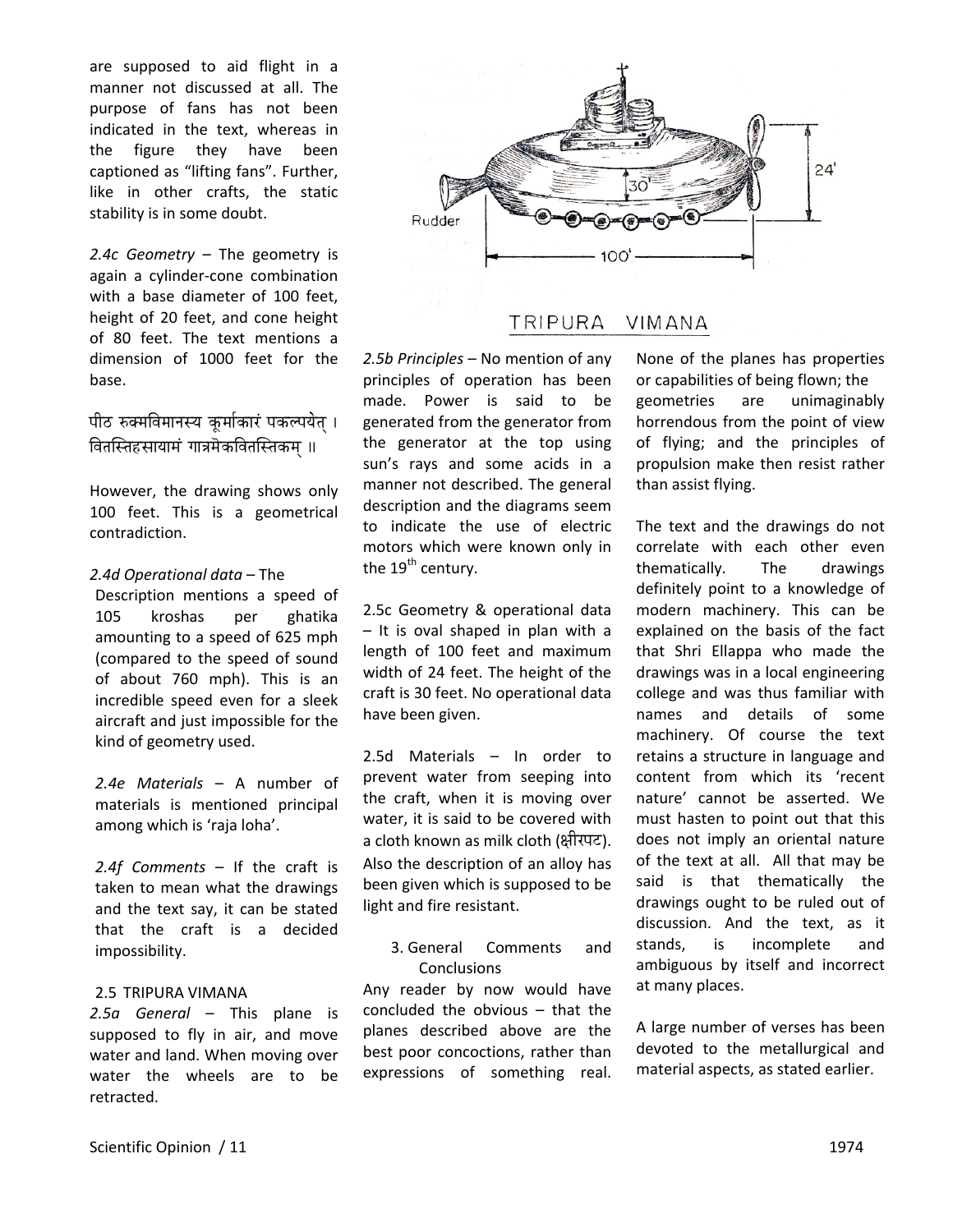are supposed to aid flight in a manner not discussed at all. The purpose of fans has not been indicated in the text, whereas in the figure they have been captioned as "lifting fans". Further, like in other crafts, the static stability is in some doubt.

*2.4c Geometry* – The geometry is again a cylinder-cone combination with a base diameter of 100 feet, height of 20 feet, and cone height of 80 feet. The text mentions a dimension of 1000 feet for the base.

पीठ रुक्मविमानस्य कूर्माकारं पकल्पयेत् ।
वितस्तिहसायामं गात्रमेकवितस्तिकम् ॥

However, the drawing shows only 100 feet. This is a geometrical contradiction.

*2.4d Operational data* – The Description mentions a speed of 105 kroshas per ghatika amounting to a speed of 625 mph (compared to the speed of sound of about 760 mph). This is an incredible speed even for a sleek aircraft and just impossible for the kind of geometry used.

*2.4e Materials* – A number of materials is mentioned principal among which is 'raja loha'.

*2.4f Comments* – If the craft is taken to mean what the drawings and the text say, it can be stated that the craft is a decided impossibility.

2.5 TRIPURA VIMANA

*2.5a General* – This plane is supposed to fly in air, and move water and land. When moving over water the wheels are to be retracted.

TRIPURA VIMANA

*2.5b Principles* – No mention of any principles of operation has been made. Power is said to be generated from the generator from the generator at the top using sun's rays and some acids in a manner not described. The general description and the diagrams seem to indicate the use of electric motors which were known only in the 19th century.

2.5c Geometry & operational data – It is oval shaped in plan with a length of 100 feet and maximum width of 24 feet. The height of the craft is 30 feet. No operational data have been given.

2.5d Materials – In order to prevent water from seeping into the craft, when it is moving over water, it is said to be covered with a cloth known as milk cloth (क्षीरपट). Also the description of an alloy has been given which is supposed to be light and fire resistant.

3. General Comments and Conclusions

Any reader by now would have concluded the obvious – that the planes described above are the best poor concoctions, rather than expressions of something real. None of the planes has properties or capabilities of being flown; the geometries are unimaginably horrendous from the point of view of flying; and the principles of propulsion make then resist rather than assist flying.

The text and the drawings do not correlate with each other even thematically. The drawings definitely point to a knowledge of modern machinery. This can be explained on the basis of the fact that Shri Ellappa who made the drawings was in a local engineering college and was thus familiar with names and details of some machinery. Of course the text retains a structure in language and content from which its 'recent nature' cannot be asserted. We must hasten to point out that this does not imply an oriental nature of the text at all. All that may be said is that thematically the drawings ought to be ruled out of discussion. And the text, as it stands, is incomplete and ambiguous by itself and incorrect at many places.

A large number of verses has been devoted to the metallurgical and material aspects, as stated earlier.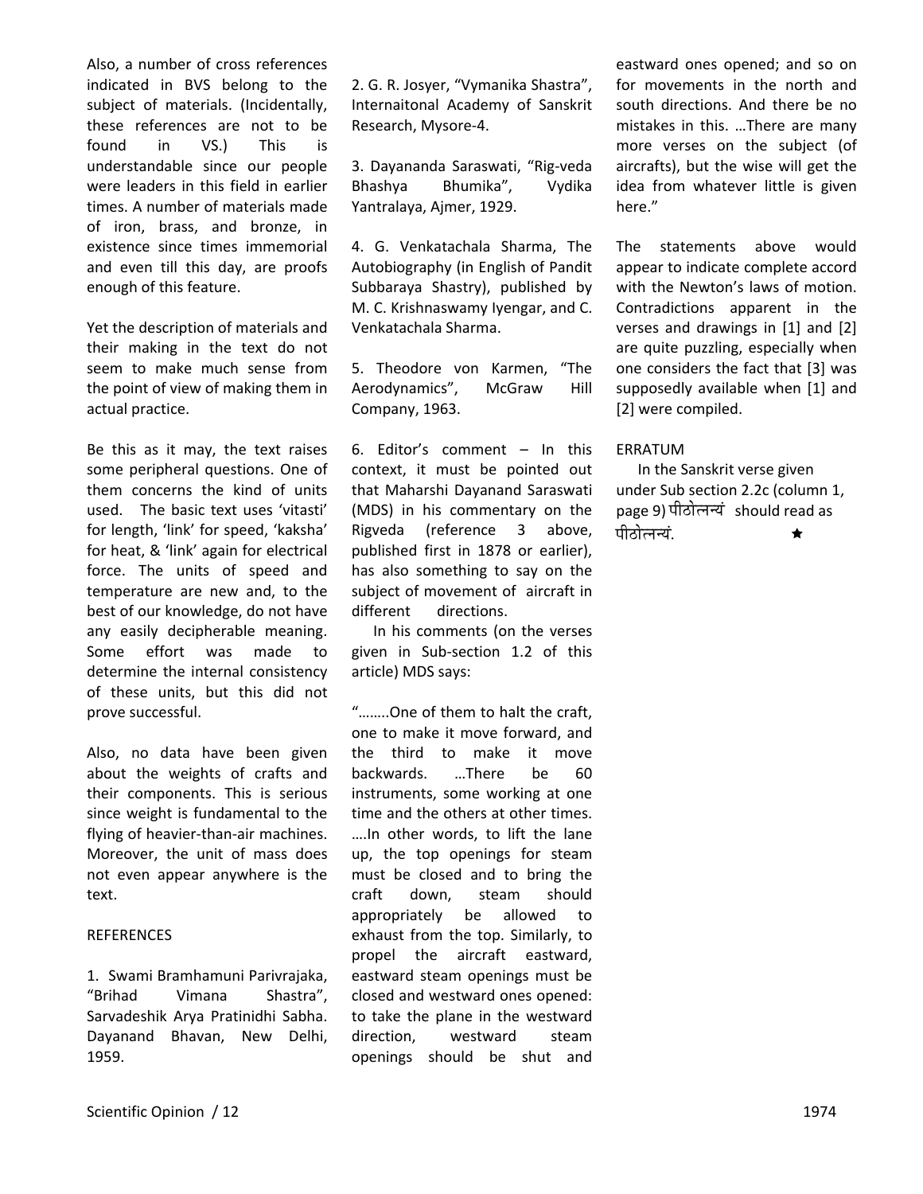Also, a number of cross references indicated in BVS belong to the subject of materials. (Incidentally, these references are not to be found in VS.) This is understandable since our people were leaders in this field in earlier times. A number of materials made of iron, brass, and bronze, in existence since times immemorial and even till this day, are proofs enough of this feature.

Yet the description of materials and their making in the text do not seem to make much sense from the point of view of making them in actual practice.

Be this as it may, the text raises some peripheral questions. One of them concerns the kind of units used. The basic text uses 'vitasti' for length, 'link' for speed, 'kaksha' for heat, & 'link' again for electrical force. The units of speed and temperature are new and, to the best of our knowledge, do not have any easily decipherable meaning. Some effort was made to determine the internal consistency of these units, but this did not prove successful.

Also, no data have been given about the weights of crafts and their components. This is serious since weight is fundamental to the flying of heavier-than-air machines. Moreover, the unit of mass does not even appear anywhere is the text.

## REFERENCES

1. Swami Bramhamuni Parivrajaka, "Brihad Vimana Shastra", Sarvadeshik Arya Pratinidhi Sabha. Dayanand Bhavan, New Delhi, 1959.

2. G. R. Josyer, "Vymanika Shastra", Internaitonal Academy of Sanskrit Research, Mysore-4.

3. Dayananda Saraswati, "Rig-veda Bhashya Bhumika", Vydika Yantralaya, Ajmer, 1929.

4. G. Venkatachala Sharma, The Autobiography (in English of Pandit Subbaraya Shastry), published by M. C. Krishnaswamy Iyengar, and C. Venkatachala Sharma.

5. Theodore von Karmen, "The Aerodynamics", McGraw Hill Company, 1963.

6. Editor's comment – In this context, it must be pointed out that Maharshi Dayanand Saraswati (MDS) in his commentary on the Rigveda (reference 3 above, published first in 1878 or earlier), has also something to say on the subject of movement of aircraft in different directions.

In his comments (on the verses given in Sub-section 1.2 of this article) MDS says:

"……..One of them to halt the craft, one to make it move forward, and the third to make it move backwards. …There be 60 instruments, some working at one time and the others at other times. ….In other words, to lift the lane up, the top openings for steam must be closed and to bring the craft down, steam should appropriately be allowed to exhaust from the top. Similarly, to propel the aircraft eastward, eastward steam openings must be closed and westward ones opened: to take the plane in the westward direction, westward steam openings should be shut and eastward ones opened; and so on for movements in the north and south directions. And there be no mistakes in this. …There are many more verses on the subject (of aircrafts), but the wise will get the idea from whatever little is given here."

The statements above would appear to indicate complete accord with the Newton's laws of motion. Contradictions apparent in the verses and drawings in [1] and [2] are quite puzzling, especially when one considers the fact that [3] was supposedly available when [1] and [2] were compiled.

## ERRATUM

In the Sanskrit verse given under Sub section 2.2c (column 1, page 9) पीठोत्लन्यं should read as पीठोत्लन्यं.

★